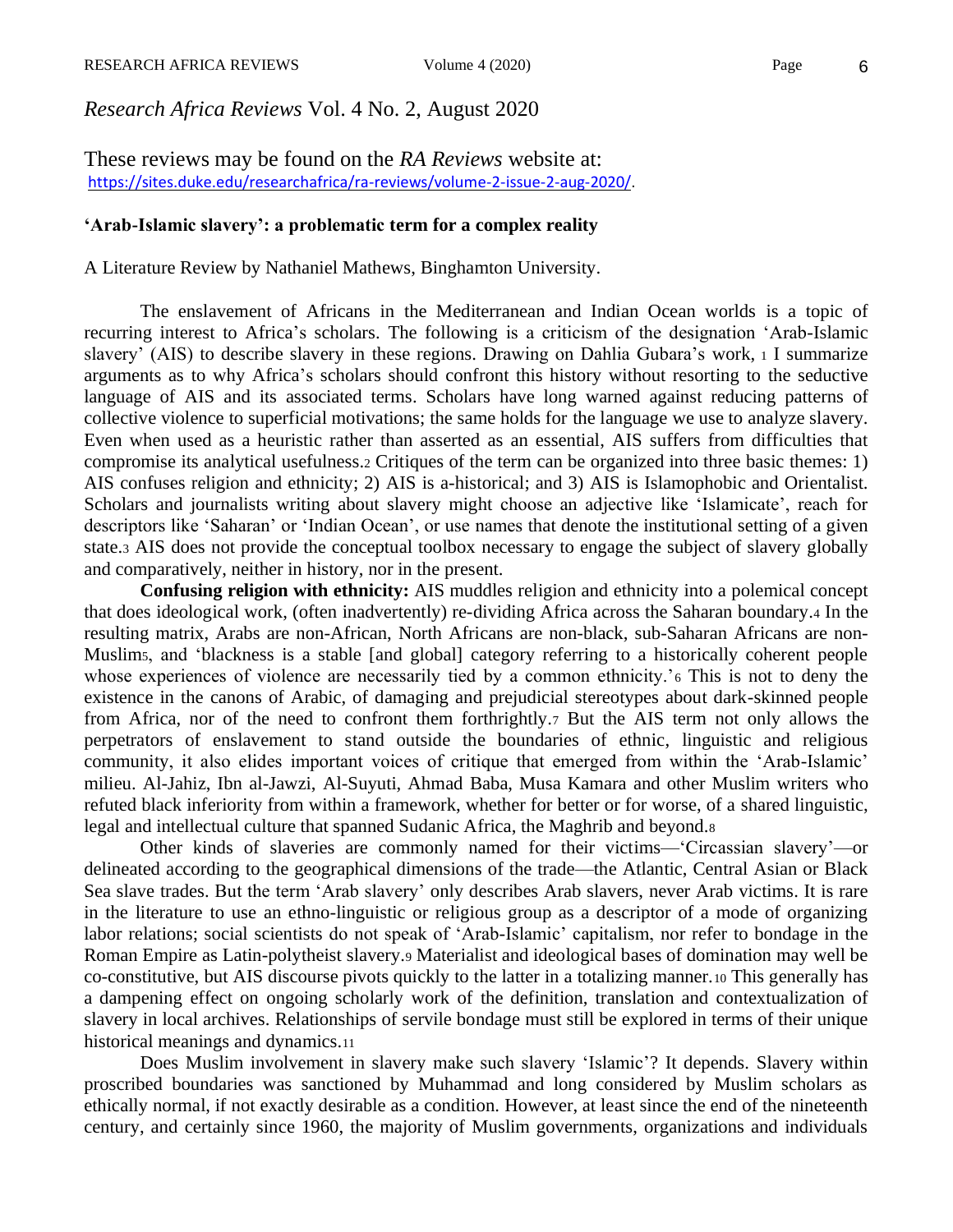*Research Africa Reviews* Vol. 4 No. 2, August 2020

These reviews may be found on the *RA Reviews* website at:
https://sites.duke.edu/researchafrica/ra-reviews/volume-2-issue-2-aug-2020/.

**'Arab-Islamic slavery': a problematic term for a complex reality**

A Literature Review by Nathaniel Mathews, Binghamton University.

The enslavement of Africans in the Mediterranean and Indian Ocean worlds is a topic of recurring interest to Africa's scholars. The following is a criticism of the designation 'Arab-Islamic slavery' (AIS) to describe slavery in these regions. Drawing on Dahlia Gubara's work, [1] I summarize arguments as to why Africa's scholars should confront this history without resorting to the seductive language of AIS and its associated terms. Scholars have long warned against reducing patterns of collective violence to superficial motivations; the same holds for the language we use to analyze slavery. Even when used as a heuristic rather than asserted as an essential, AIS suffers from difficulties that compromise its analytical usefulness.[2] Critiques of the term can be organized into three basic themes: 1) AIS confuses religion and ethnicity; 2) AIS is a-historical; and 3) AIS is Islamophobic and Orientalist. Scholars and journalists writing about slavery might choose an adjective like 'Islamicate', reach for descriptors like 'Saharan' or 'Indian Ocean', or use names that denote the institutional setting of a given state.[3] AIS does not provide the conceptual toolbox necessary to engage the subject of slavery globally and comparatively, neither in history, nor in the present.

**Confusing religion with ethnicity:** AIS muddles religion and ethnicity into a polemical concept that does ideological work, (often inadvertently) re-dividing Africa across the Saharan boundary.[4] In the resulting matrix, Arabs are non-African, North Africans are non-black, sub-Saharan Africans are non-Muslim[5], and 'blackness is a stable [and global] category referring to a historically coherent people whose experiences of violence are necessarily tied by a common ethnicity.'[6] This is not to deny the existence in the canons of Arabic, of damaging and prejudicial stereotypes about dark-skinned people from Africa, nor of the need to confront them forthrightly.[7] But the AIS term not only allows the perpetrators of enslavement to stand outside the boundaries of ethnic, linguistic and religious community, it also elides important voices of critique that emerged from within the 'Arab-Islamic' milieu. Al-Jahiz, Ibn al-Jawzi, Al-Suyuti, Ahmad Baba, Musa Kamara and other Muslim writers who refuted black inferiority from within a framework, whether for better or for worse, of a shared linguistic, legal and intellectual culture that spanned Sudanic Africa, the Maghrib and beyond.[8]

Other kinds of slaveries are commonly named for their victims—'Circassian slavery'—or delineated according to the geographical dimensions of the trade—the Atlantic, Central Asian or Black Sea slave trades. But the term 'Arab slavery' only describes Arab slavers, never Arab victims. It is rare in the literature to use an ethno-linguistic or religious group as a descriptor of a mode of organizing labor relations; social scientists do not speak of 'Arab-Islamic' capitalism, nor refer to bondage in the Roman Empire as Latin-polytheist slavery.[9] Materialist and ideological bases of domination may well be co-constitutive, but AIS discourse pivots quickly to the latter in a totalizing manner.[10] This generally has a dampening effect on ongoing scholarly work of the definition, translation and contextualization of slavery in local archives. Relationships of servile bondage must still be explored in terms of their unique historical meanings and dynamics.[11]

Does Muslim involvement in slavery make such slavery 'Islamic'? It depends. Slavery within proscribed boundaries was sanctioned by Muhammad and long considered by Muslim scholars as ethically normal, if not exactly desirable as a condition. However, at least since the end of the nineteenth century, and certainly since 1960, the majority of Muslim governments, organizations and individuals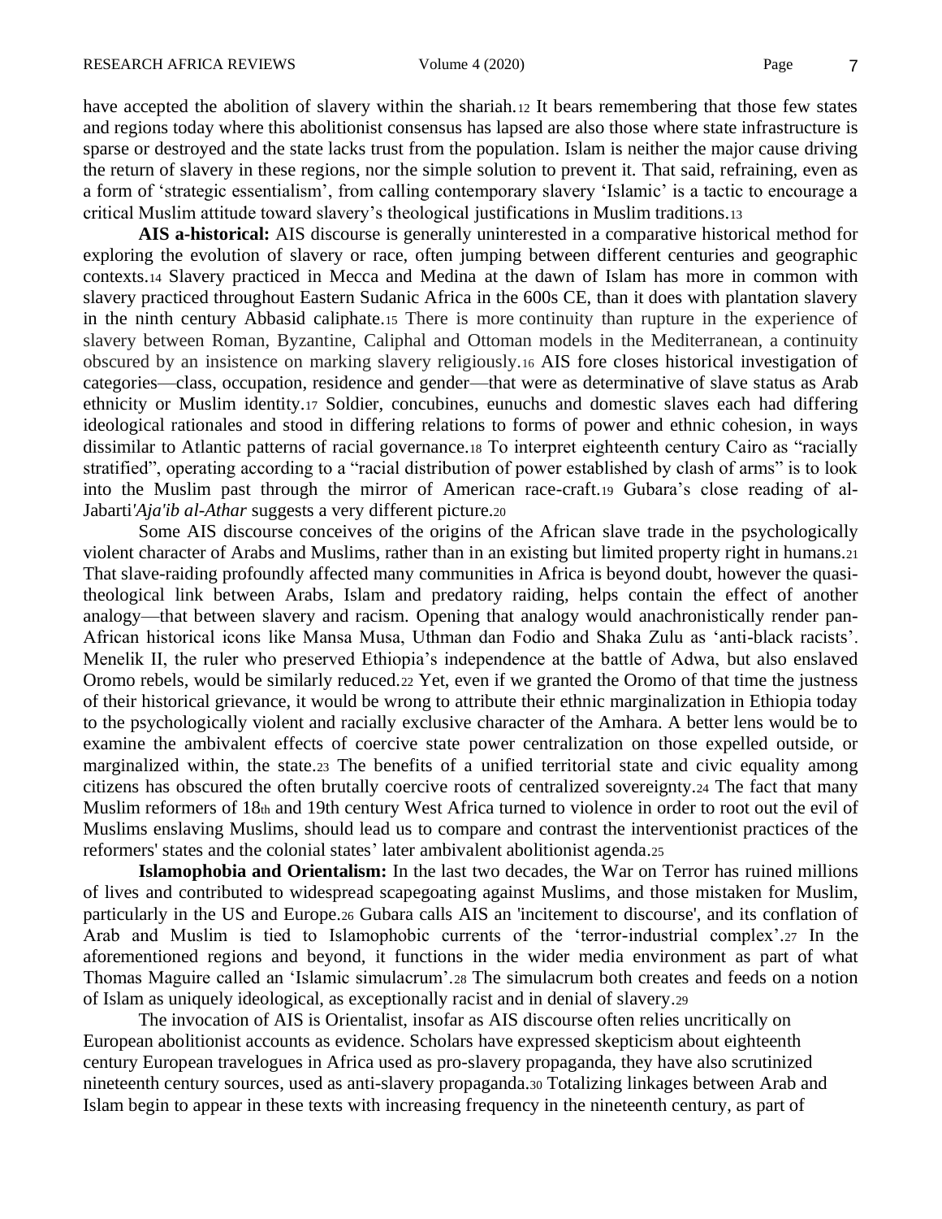have accepted the abolition of slavery within the shariah.[12] It bears remembering that those few states and regions today where this abolitionist consensus has lapsed are also those where state infrastructure is sparse or destroyed and the state lacks trust from the population. Islam is neither the major cause driving the return of slavery in these regions, nor the simple solution to prevent it. That said, refraining, even as a form of 'strategic essentialism', from calling contemporary slavery 'Islamic' is a tactic to encourage a critical Muslim attitude toward slavery's theological justifications in Muslim traditions.[13]

**AIS a-historical:** AIS discourse is generally uninterested in a comparative historical method for exploring the evolution of slavery or race, often jumping between different centuries and geographic contexts.[14] Slavery practiced in Mecca and Medina at the dawn of Islam has more in common with slavery practiced throughout Eastern Sudanic Africa in the 600s CE, than it does with plantation slavery in the ninth century Abbasid caliphate.[15] There is more continuity than rupture in the experience of slavery between Roman, Byzantine, Caliphal and Ottoman models in the Mediterranean, a continuity obscured by an insistence on marking slavery religiously.[16] AIS fore closes historical investigation of categories—class, occupation, residence and gender—that were as determinative of slave status as Arab ethnicity or Muslim identity.[17] Soldier, concubines, eunuchs and domestic slaves each had differing ideological rationales and stood in differing relations to forms of power and ethnic cohesion, in ways dissimilar to Atlantic patterns of racial governance.[18] To interpret eighteenth century Cairo as "racially stratified", operating according to a "racial distribution of power established by clash of arms" is to look into the Muslim past through the mirror of American race-craft.[19] Gubara's close reading of al-Jabarti'*Aja'ib al-Athar* suggests a very different picture.[20]

Some AIS discourse conceives of the origins of the African slave trade in the psychologically violent character of Arabs and Muslims, rather than in an existing but limited property right in humans.[21] That slave-raiding profoundly affected many communities in Africa is beyond doubt, however the quasi-theological link between Arabs, Islam and predatory raiding, helps contain the effect of another analogy—that between slavery and racism. Opening that analogy would anachronistically render pan-African historical icons like Mansa Musa, Uthman dan Fodio and Shaka Zulu as 'anti-black racists'. Menelik II, the ruler who preserved Ethiopia's independence at the battle of Adwa, but also enslaved Oromo rebels, would be similarly reduced.[22] Yet, even if we granted the Oromo of that time the justness of their historical grievance, it would be wrong to attribute their ethnic marginalization in Ethiopia today to the psychologically violent and racially exclusive character of the Amhara. A better lens would be to examine the ambivalent effects of coercive state power centralization on those expelled outside, or marginalized within, the state.[23] The benefits of a unified territorial state and civic equality among citizens has obscured the often brutally coercive roots of centralized sovereignty.[24] The fact that many Muslim reformers of 18th and 19th century West Africa turned to violence in order to root out the evil of Muslims enslaving Muslims, should lead us to compare and contrast the interventionist practices of the reformers' states and the colonial states' later ambivalent abolitionist agenda.[25]

**Islamophobia and Orientalism:** In the last two decades, the War on Terror has ruined millions of lives and contributed to widespread scapegoating against Muslims, and those mistaken for Muslim, particularly in the US and Europe.[26] Gubara calls AIS an 'incitement to discourse', and its conflation of Arab and Muslim is tied to Islamophobic currents of the 'terror-industrial complex'.[27] In the aforementioned regions and beyond, it functions in the wider media environment as part of what Thomas Maguire called an 'Islamic simulacrum'.[28] The simulacrum both creates and feeds on a notion of Islam as uniquely ideological, as exceptionally racist and in denial of slavery.[29]

The invocation of AIS is Orientalist, insofar as AIS discourse often relies uncritically on European abolitionist accounts as evidence. Scholars have expressed skepticism about eighteenth century European travelogues in Africa used as pro-slavery propaganda, they have also scrutinized nineteenth century sources, used as anti-slavery propaganda.[30] Totalizing linkages between Arab and Islam begin to appear in these texts with increasing frequency in the nineteenth century, as part of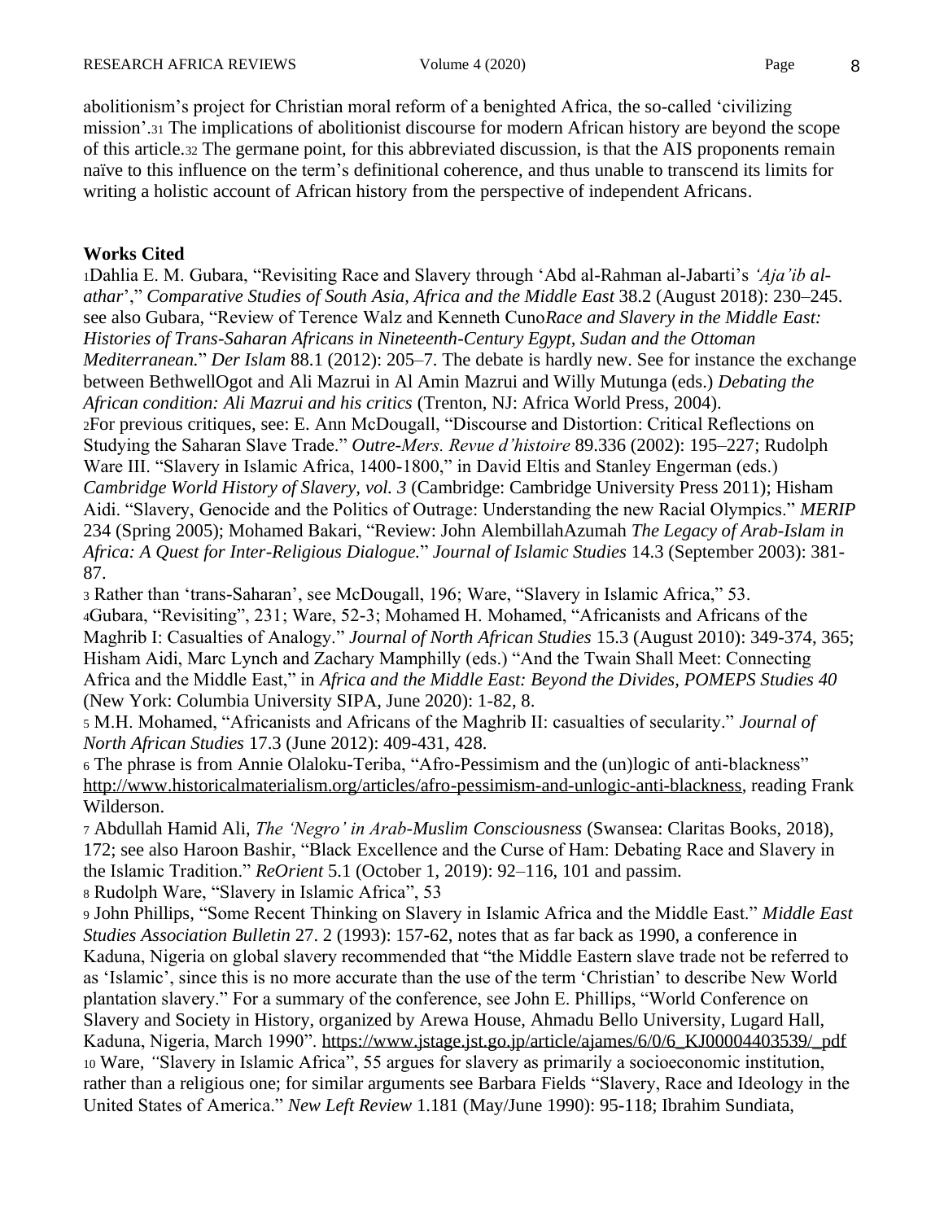abolitionism's project for Christian moral reform of a benighted Africa, the so-called 'civilizing mission'.[31] The implications of abolitionist discourse for modern African history are beyond the scope of this article.[32] The germane point, for this abbreviated discussion, is that the AIS proponents remain naïve to this influence on the term's definitional coherence, and thus unable to transcend its limits for writing a holistic account of African history from the perspective of independent Africans.

**Works Cited**

[1]Dahlia E. M. Gubara, "Revisiting Race and Slavery through 'Abd al-Rahman al-Jabarti's *'Aja'ib al-athar*'," *Comparative Studies of South Asia, Africa and the Middle East* 38.2 (August 2018): 230–245. see also Gubara, "Review of Terence Walz and Kenneth Cuno*Race and Slavery in the Middle East: Histories of Trans-Saharan Africans in Nineteenth-Century Egypt, Sudan and the Ottoman Mediterranean.*" *Der Islam* 88.1 (2012): 205–7. The debate is hardly new. See for instance the exchange between BethwellOgot and Ali Mazrui in Al Amin Mazrui and Willy Mutunga (eds.) *Debating the African condition: Ali Mazrui and his critics* (Trenton, NJ: Africa World Press, 2004).

[2]For previous critiques, see: E. Ann McDougall, "Discourse and Distortion: Critical Reflections on Studying the Saharan Slave Trade." *Outre-Mers. Revue d'histoire* 89.336 (2002): 195–227; Rudolph Ware III. "Slavery in Islamic Africa, 1400-1800," in David Eltis and Stanley Engerman (eds.) *Cambridge World History of Slavery, vol. 3* (Cambridge: Cambridge University Press 2011); Hisham Aidi. "Slavery, Genocide and the Politics of Outrage: Understanding the new Racial Olympics." *MERIP* 234 (Spring 2005); Mohamed Bakari, "Review: John AlembillahAzumah *The Legacy of Arab-Islam in Africa: A Quest for Inter-Religious Dialogue.*" *Journal of Islamic Studies* 14.3 (September 2003): 381-87.

[3] Rather than 'trans-Saharan', see McDougall, 196; Ware, "Slavery in Islamic Africa," 53.

[4]Gubara, "Revisiting", 231; Ware, 52-3; Mohamed H. Mohamed, "Africanists and Africans of the Maghrib I: Casualties of Analogy." *Journal of North African Studies* 15.3 (August 2010): 349-374, 365; Hisham Aidi, Marc Lynch and Zachary Mamphilly (eds.) "And the Twain Shall Meet: Connecting Africa and the Middle East," in *Africa and the Middle East: Beyond the Divides, POMEPS Studies 40* (New York: Columbia University SIPA, June 2020): 1-82, 8.

[5] M.H. Mohamed, "Africanists and Africans of the Maghrib II: casualties of secularity." *Journal of North African Studies* 17.3 (June 2012): 409-431, 428.

[6] The phrase is from Annie Olaloku-Teriba, "Afro-Pessimism and the (un)logic of anti-blackness" http://www.historicalmaterialism.org/articles/afro-pessimism-and-unlogic-anti-blackness, reading Frank Wilderson.

[7] Abdullah Hamid Ali, *The 'Negro' in Arab-Muslim Consciousness* (Swansea: Claritas Books, 2018), 172; see also Haroon Bashir, "Black Excellence and the Curse of Ham: Debating Race and Slavery in the Islamic Tradition." *ReOrient* 5.1 (October 1, 2019): 92–116, 101 and passim.

[8] Rudolph Ware, "Slavery in Islamic Africa", 53

[9] John Phillips, "Some Recent Thinking on Slavery in Islamic Africa and the Middle East." *Middle East Studies Association Bulletin* 27. 2 (1993): 157-62, notes that as far back as 1990, a conference in Kaduna, Nigeria on global slavery recommended that "the Middle Eastern slave trade not be referred to as 'Islamic', since this is no more accurate than the use of the term 'Christian' to describe New World plantation slavery." For a summary of the conference, see John E. Phillips, "World Conference on Slavery and Society in History, organized by Arewa House, Ahmadu Bello University, Lugard Hall, Kaduna, Nigeria, March 1990". https://www.jstage.jst.go.jp/article/ajames/6/0/6_KJ00004403539/_pdf

[10] Ware, *"*Slavery in Islamic Africa", 55 argues for slavery as primarily a socioeconomic institution, rather than a religious one; for similar arguments see Barbara Fields "Slavery, Race and Ideology in the United States of America." *New Left Review* 1.181 (May/June 1990): 95-118; Ibrahim Sundiata,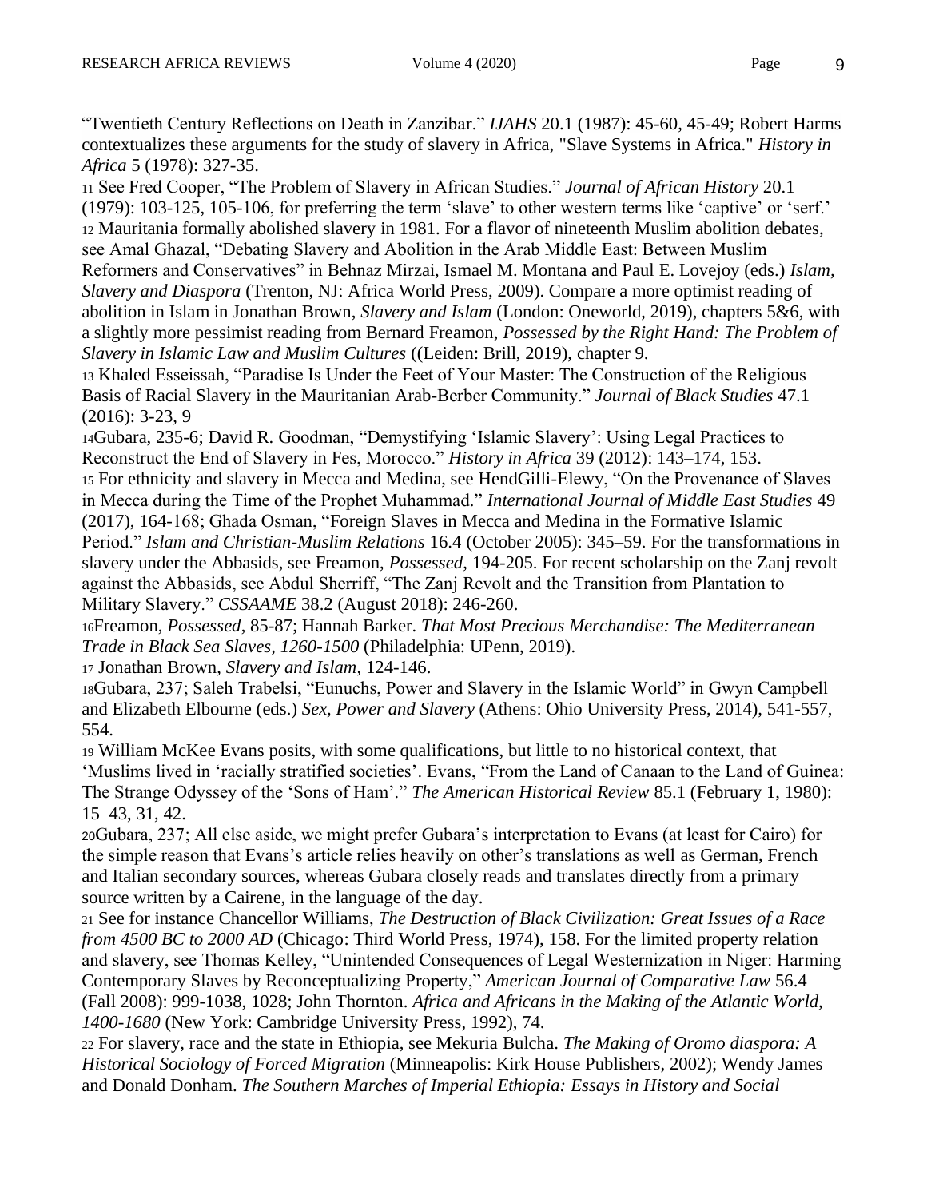"Twentieth Century Reflections on Death in Zanzibar." *IJAHS* 20.1 (1987): 45-60, 45-49; Robert Harms contextualizes these arguments for the study of slavery in Africa, "Slave Systems in Africa." *History in Africa* 5 (1978): 327-35.

11 See Fred Cooper, "The Problem of Slavery in African Studies." *Journal of African History* 20.1 (1979): 103-125, 105-106, for preferring the term 'slave' to other western terms like 'captive' or 'serf.'

12 Mauritania formally abolished slavery in 1981. For a flavor of nineteenth Muslim abolition debates, see Amal Ghazal, "Debating Slavery and Abolition in the Arab Middle East: Between Muslim Reformers and Conservatives" in Behnaz Mirzai, Ismael M. Montana and Paul E. Lovejoy (eds.) *Islam, Slavery and Diaspora* (Trenton, NJ: Africa World Press, 2009). Compare a more optimist reading of abolition in Islam in Jonathan Brown, *Slavery and Islam* (London: Oneworld, 2019), chapters 5&6, with a slightly more pessimist reading from Bernard Freamon, *Possessed by the Right Hand: The Problem of Slavery in Islamic Law and Muslim Cultures* ((Leiden: Brill, 2019), chapter 9.

13 Khaled Esseissah, "Paradise Is Under the Feet of Your Master: The Construction of the Religious Basis of Racial Slavery in the Mauritanian Arab-Berber Community." *Journal of Black Studies* 47.1 (2016): 3-23, 9

14Gubara, 235-6; David R. Goodman, "Demystifying 'Islamic Slavery': Using Legal Practices to Reconstruct the End of Slavery in Fes, Morocco." *History in Africa* 39 (2012): 143–174, 153.

15 For ethnicity and slavery in Mecca and Medina, see HendGilli-Elewy, "On the Provenance of Slaves in Mecca during the Time of the Prophet Muhammad." *International Journal of Middle East Studies* 49 (2017), 164-168; Ghada Osman, "Foreign Slaves in Mecca and Medina in the Formative Islamic Period." *Islam and Christian-Muslim Relations* 16.4 (October 2005): 345–59. For the transformations in slavery under the Abbasids, see Freamon, *Possessed*, 194-205. For recent scholarship on the Zanj revolt against the Abbasids, see Abdul Sherriff, "The Zanj Revolt and the Transition from Plantation to Military Slavery." *CSSAAME* 38.2 (August 2018): 246-260.

16Freamon, *Possessed*, 85-87; Hannah Barker. *That Most Precious Merchandise: The Mediterranean Trade in Black Sea Slaves, 1260-1500* (Philadelphia: UPenn, 2019).

17 Jonathan Brown, *Slavery and Islam*, 124-146.

18Gubara, 237; Saleh Trabelsi, "Eunuchs, Power and Slavery in the Islamic World" in Gwyn Campbell and Elizabeth Elbourne (eds.) *Sex, Power and Slavery* (Athens: Ohio University Press, 2014), 541-557, 554.

19 William McKee Evans posits, with some qualifications, but little to no historical context, that 'Muslims lived in 'racially stratified societies'. Evans, "From the Land of Canaan to the Land of Guinea: The Strange Odyssey of the 'Sons of Ham'." *The American Historical Review* 85.1 (February 1, 1980): 15–43, 31, 42.

20Gubara, 237; All else aside, we might prefer Gubara's interpretation to Evans (at least for Cairo) for the simple reason that Evans's article relies heavily on other's translations as well as German, French and Italian secondary sources, whereas Gubara closely reads and translates directly from a primary source written by a Cairene, in the language of the day.

21 See for instance Chancellor Williams, *The Destruction of Black Civilization: Great Issues of a Race from 4500 BC to 2000 AD* (Chicago: Third World Press, 1974), 158. For the limited property relation and slavery, see Thomas Kelley, "Unintended Consequences of Legal Westernization in Niger: Harming Contemporary Slaves by Reconceptualizing Property," *American Journal of Comparative Law* 56.4 (Fall 2008): 999-1038, 1028; John Thornton. *Africa and Africans in the Making of the Atlantic World, 1400-1680* (New York: Cambridge University Press, 1992), 74.

22 For slavery, race and the state in Ethiopia, see Mekuria Bulcha. *The Making of Oromo diaspora: A Historical Sociology of Forced Migration* (Minneapolis: Kirk House Publishers, 2002); Wendy James and Donald Donham. *The Southern Marches of Imperial Ethiopia: Essays in History and Social*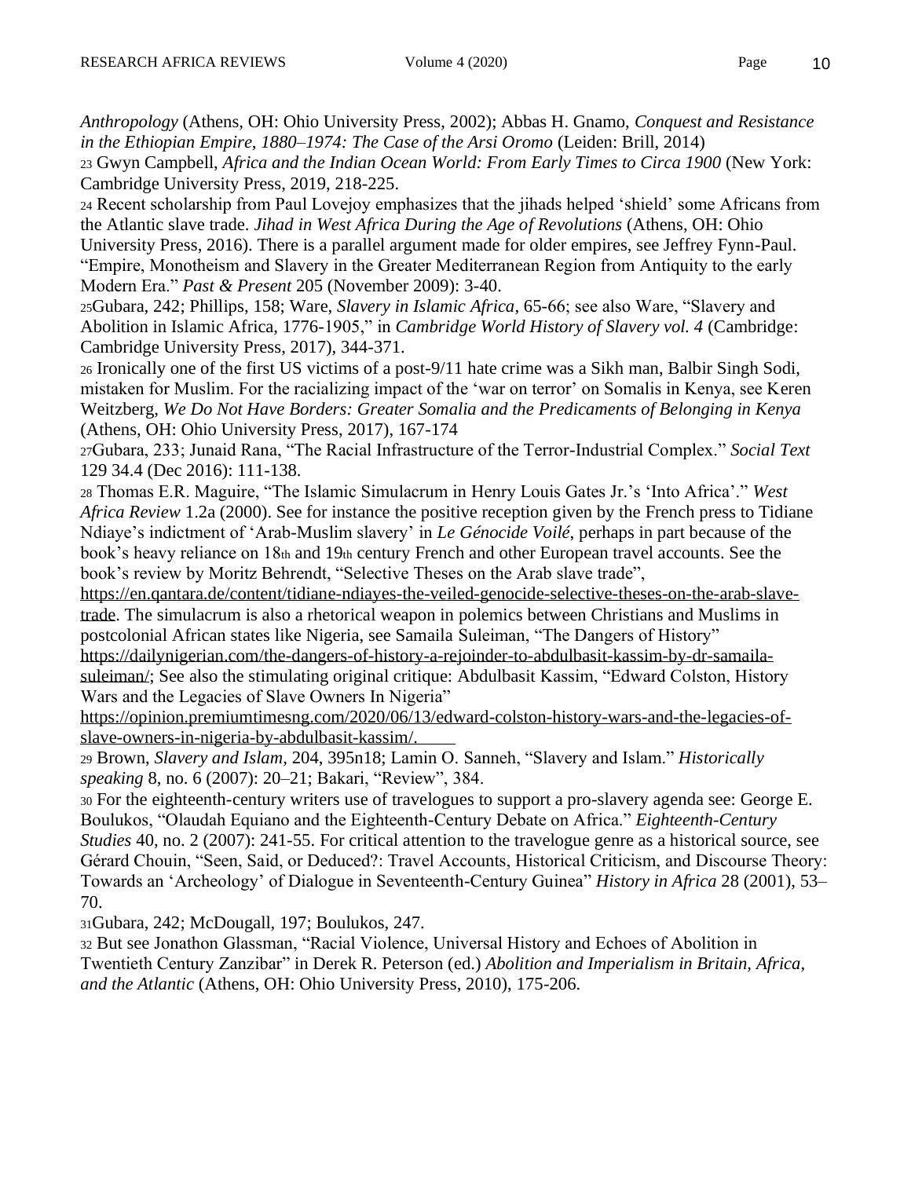*Anthropology* (Athens, OH: Ohio University Press, 2002); Abbas H. Gnamo, *Conquest and Resistance in the Ethiopian Empire, 1880–1974: The Case of the Arsi Oromo* (Leiden: Brill, 2014)

[23] Gwyn Campbell, *Africa and the Indian Ocean World: From Early Times to Circa 1900* (New York: Cambridge University Press, 2019, 218-225.

[24] Recent scholarship from Paul Lovejoy emphasizes that the jihads helped 'shield' some Africans from the Atlantic slave trade. *Jihad in West Africa During the Age of Revolutions* (Athens, OH: Ohio University Press, 2016). There is a parallel argument made for older empires, see Jeffrey Fynn-Paul. "Empire, Monotheism and Slavery in the Greater Mediterranean Region from Antiquity to the early Modern Era." *Past & Present* 205 (November 2009): 3-40.

[25]Gubara, 242; Phillips, 158; Ware, *Slavery in Islamic Africa*, 65-66; see also Ware, "Slavery and Abolition in Islamic Africa, 1776-1905," in *Cambridge World History of Slavery vol. 4* (Cambridge: Cambridge University Press, 2017), 344-371.

[26] Ironically one of the first US victims of a post-9/11 hate crime was a Sikh man, Balbir Singh Sodi, mistaken for Muslim. For the racializing impact of the 'war on terror' on Somalis in Kenya, see Keren Weitzberg, *We Do Not Have Borders: Greater Somalia and the Predicaments of Belonging in Kenya* (Athens, OH: Ohio University Press, 2017), 167-174

[27]Gubara, 233; Junaid Rana, "The Racial Infrastructure of the Terror-Industrial Complex." *Social Text* 129 34.4 (Dec 2016): 111-138.

[28] Thomas E.R. Maguire, "The Islamic Simulacrum in Henry Louis Gates Jr.'s 'Into Africa'." *West Africa Review* 1.2a (2000). See for instance the positive reception given by the French press to Tidiane Ndiaye's indictment of 'Arab-Muslim slavery' in *Le Génocide Voilé*, perhaps in part because of the book's heavy reliance on 18th and 19th century French and other European travel accounts. See the book's review by Moritz Behrendt, "Selective Theses on the Arab slave trade", https://en.qantara.de/content/tidiane-ndiayes-the-veiled-genocide-selective-theses-on-the-arab-slave-trade. The simulacrum is also a rhetorical weapon in polemics between Christians and Muslims in postcolonial African states like Nigeria, see Samaila Suleiman, "The Dangers of History" https://dailynigerian.com/the-dangers-of-history-a-rejoinder-to-abdulbasit-kassim-by-dr-samaila-suleiman/; See also the stimulating original critique: Abdulbasit Kassim, "Edward Colston, History Wars and the Legacies of Slave Owners In Nigeria" https://opinion.premiumtimesng.com/2020/06/13/edward-colston-history-wars-and-the-legacies-of-slave-owners-in-nigeria-by-abdulbasit-kassim/.

[29] Brown, *Slavery and Islam*, 204, 395n18; Lamin O. Sanneh, "Slavery and Islam." *Historically speaking* 8, no. 6 (2007): 20–21; Bakari, "Review", 384.

[30] For the eighteenth-century writers use of travelogues to support a pro-slavery agenda see: George E. Boulukos, "Olaudah Equiano and the Eighteenth-Century Debate on Africa." *Eighteenth-Century Studies* 40, no. 2 (2007): 241-55. For critical attention to the travelogue genre as a historical source, see Gérard Chouin, "Seen, Said, or Deduced?: Travel Accounts, Historical Criticism, and Discourse Theory: Towards an 'Archeology' of Dialogue in Seventeenth-Century Guinea" *History in Africa* 28 (2001), 53–70.

[31]Gubara, 242; McDougall, 197; Boulukos, 247.

[32] But see Jonathon Glassman, "Racial Violence, Universal History and Echoes of Abolition in Twentieth Century Zanzibar" in Derek R. Peterson (ed.) *Abolition and Imperialism in Britain, Africa, and the Atlantic* (Athens, OH: Ohio University Press, 2010), 175-206.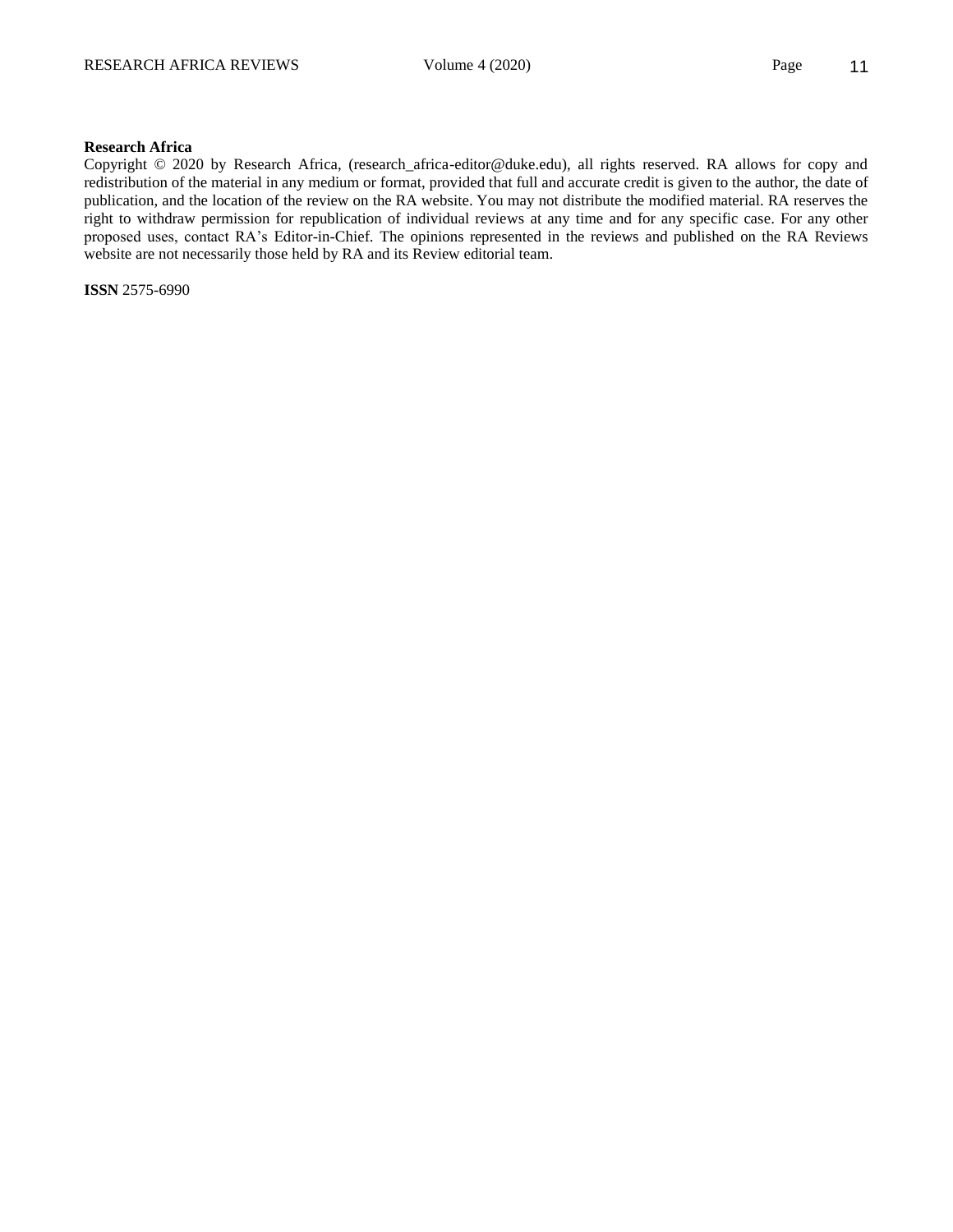**Research Africa**
Copyright © 2020 by Research Africa, (research_africa-editor@duke.edu), all rights reserved. RA allows for copy and redistribution of the material in any medium or format, provided that full and accurate credit is given to the author, the date of publication, and the location of the review on the RA website. You may not distribute the modified material. RA reserves the right to withdraw permission for republication of individual reviews at any time and for any specific case. For any other proposed uses, contact RA's Editor-in-Chief. The opinions represented in the reviews and published on the RA Reviews website are not necessarily those held by RA and its Review editorial team.

**ISSN** 2575-6990